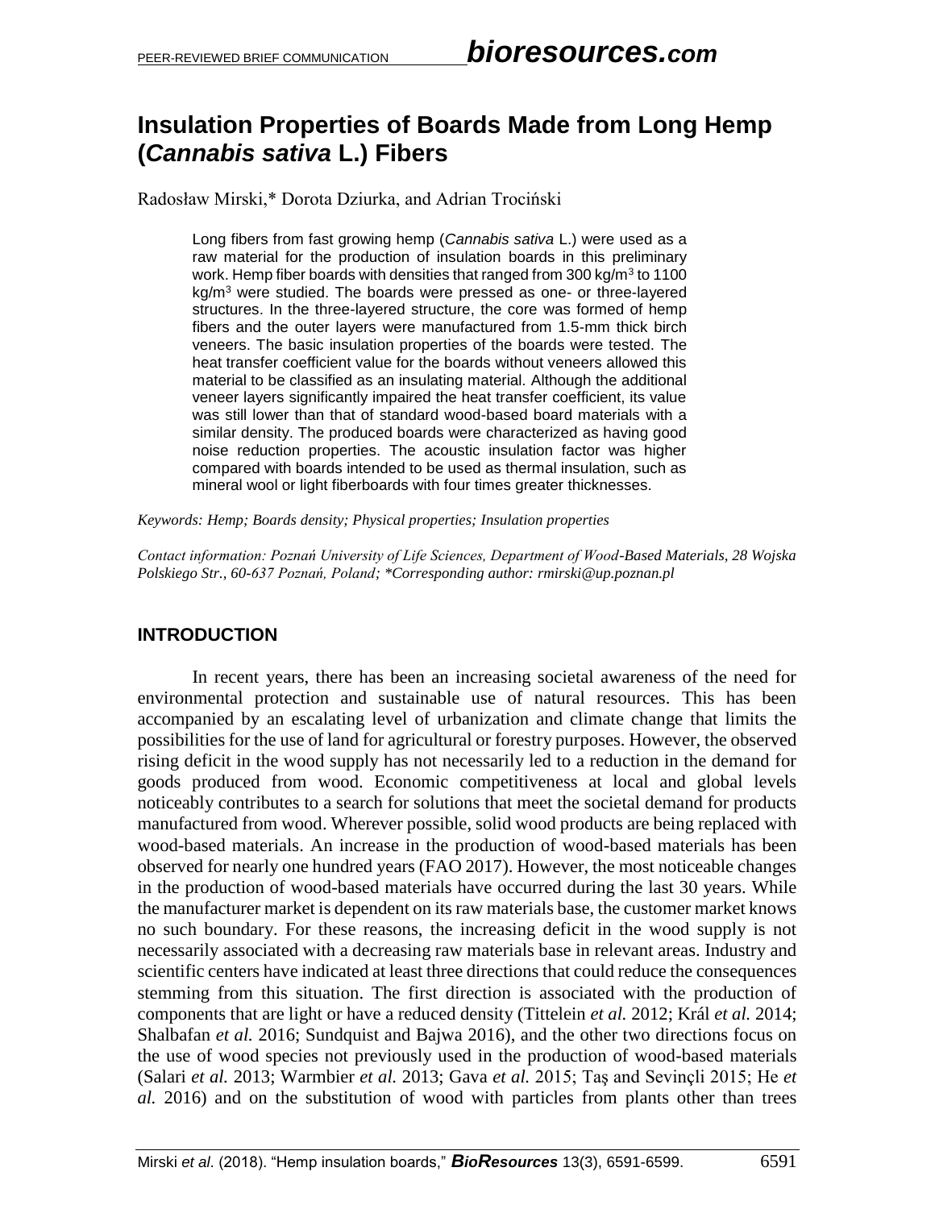# Insulation Properties of Boards Made from Long Hemp (*Cannabis sativa* L.) Fibers

Radosław Mirski,* Dorota Dziurka, and Adrian Trociński

> Long fibers from fast growing hemp (*Cannabis sativa* L.) were used as a raw material for the production of insulation boards in this preliminary work. Hemp fiber boards with densities that ranged from 300 kg/m$^3$ to 1100 kg/m$^3$ were studied. The boards were pressed as one- or three-layered structures. In the three-layered structure, the core was formed of hemp fibers and the outer layers were manufactured from 1.5-mm thick birch veneers. The basic insulation properties of the boards were tested. The heat transfer coefficient value for the boards without veneers allowed this material to be classified as an insulating material. Although the additional veneer layers significantly impaired the heat transfer coefficient, its value was still lower than that of standard wood-based board materials with a similar density. The produced boards were characterized as having good noise reduction properties. The acoustic insulation factor was higher compared with boards intended to be used as thermal insulation, such as mineral wool or light fiberboards with four times greater thicknesses.

*Keywords: Hemp; Boards density; Physical properties; Insulation properties*

*Contact information: Poznań University of Life Sciences, Department of Wood-Based Materials, 28 Wojska Polskiego Str., 60-637 Poznań, Poland; \*Corresponding author: rmirski@up.poznan.pl*

## INTRODUCTION

In recent years, there has been an increasing societal awareness of the need for environmental protection and sustainable use of natural resources. This has been accompanied by an escalating level of urbanization and climate change that limits the possibilities for the use of land for agricultural or forestry purposes. However, the observed rising deficit in the wood supply has not necessarily led to a reduction in the demand for goods produced from wood. Economic competitiveness at local and global levels noticeably contributes to a search for solutions that meet the societal demand for products manufactured from wood. Wherever possible, solid wood products are being replaced with wood-based materials. An increase in the production of wood-based materials has been observed for nearly one hundred years (FAO 2017). However, the most noticeable changes in the production of wood-based materials have occurred during the last 30 years. While the manufacturer market is dependent on its raw materials base, the customer market knows no such boundary. For these reasons, the increasing deficit in the wood supply is not necessarily associated with a decreasing raw materials base in relevant areas. Industry and scientific centers have indicated at least three directions that could reduce the consequences stemming from this situation. The first direction is associated with the production of components that are light or have a reduced density (Tittelein *et al.* 2012; Král *et al.* 2014; Shalbafan *et al.* 2016; Sundquist and Bajwa 2016), and the other two directions focus on the use of wood species not previously used in the production of wood-based materials (Salari *et al.* 2013; Warmbier *et al.* 2013; Gava *et al.* 2015; Taş and Sevinçli 2015; He *et al.* 2016) and on the substitution of wood with particles from plants other than trees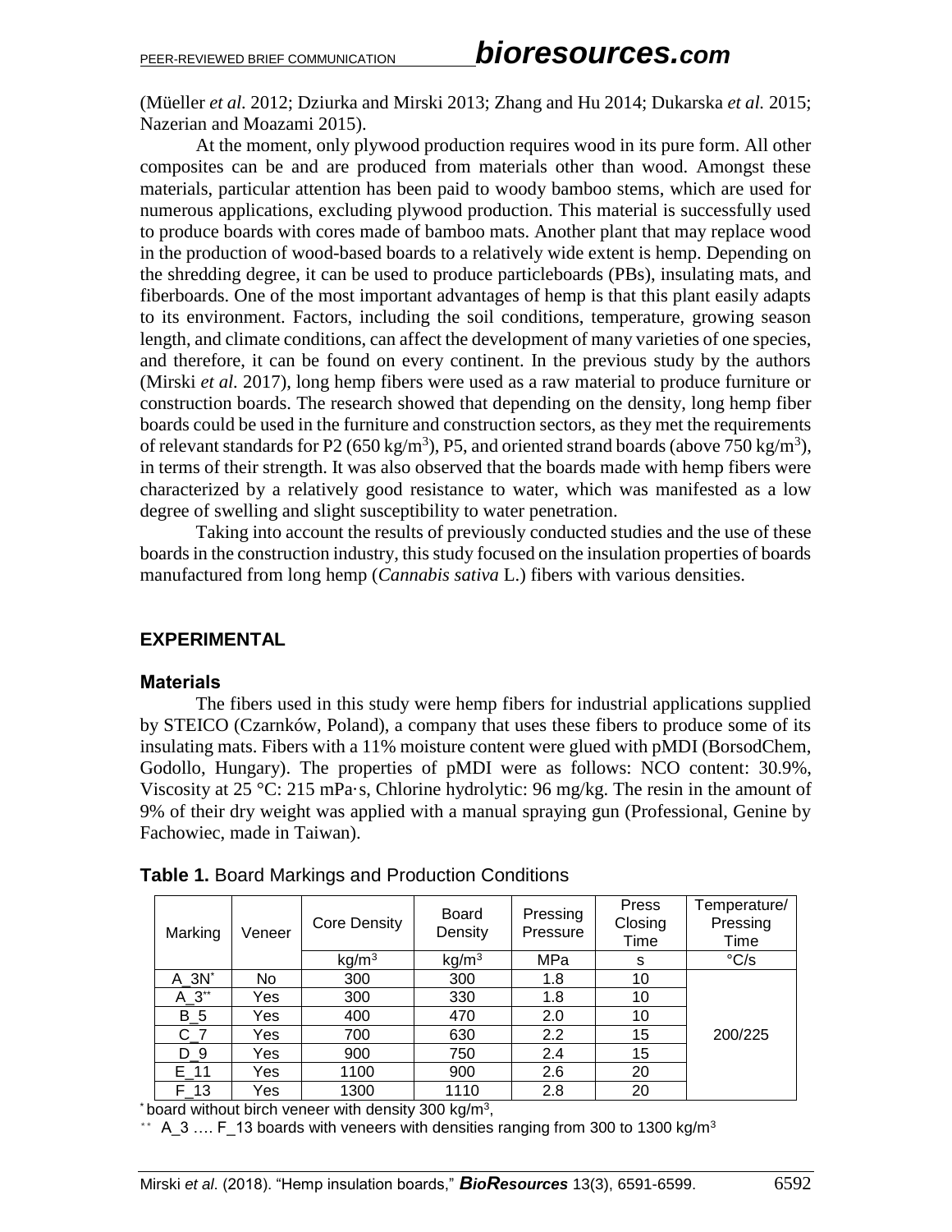(Müeller *et al.* 2012; Dziurka and Mirski 2013; Zhang and Hu 2014; Dukarska *et al.* 2015; Nazerian and Moazami 2015).

At the moment, only plywood production requires wood in its pure form. All other composites can be and are produced from materials other than wood. Amongst these materials, particular attention has been paid to woody bamboo stems, which are used for numerous applications, excluding plywood production. This material is successfully used to produce boards with cores made of bamboo mats. Another plant that may replace wood in the production of wood-based boards to a relatively wide extent is hemp. Depending on the shredding degree, it can be used to produce particleboards (PBs), insulating mats, and fiberboards. One of the most important advantages of hemp is that this plant easily adapts to its environment. Factors, including the soil conditions, temperature, growing season length, and climate conditions, can affect the development of many varieties of one species, and therefore, it can be found on every continent. In the previous study by the authors (Mirski *et al*. 2017), long hemp fibers were used as a raw material to produce furniture or construction boards. The research showed that depending on the density, long hemp fiber boards could be used in the furniture and construction sectors, as they met the requirements of relevant standards for P2 (650 kg/m$^3$), P5, and oriented strand boards (above 750 kg/m$^3$), in terms of their strength. It was also observed that the boards made with hemp fibers were characterized by a relatively good resistance to water, which was manifested as a low degree of swelling and slight susceptibility to water penetration.

Taking into account the results of previously conducted studies and the use of these boards in the construction industry, this study focused on the insulation properties of boards manufactured from long hemp (*Cannabis sativa* L.) fibers with various densities.

## EXPERIMENTAL

### Materials

The fibers used in this study were hemp fibers for industrial applications supplied by STEICO (Czarnków, Poland), a company that uses these fibers to produce some of its insulating mats. Fibers with a 11% moisture content were glued with pMDI (BorsodChem, Godollo, Hungary). The properties of pMDI were as follows: NCO content: 30.9%, Viscosity at 25 °C: 215 mPa·s, Chlorine hydrolytic: 96 mg/kg. The resin in the amount of 9% of their dry weight was applied with a manual spraying gun (Professional, Genine by Fachowiec, made in Taiwan).

**Table 1.** Board Markings and Production Conditions

| Marking | Veneer | Core Density | Board Density | Pressing Pressure | Press Closing Time | Temperature/ Pressing Time |
|---|---|---|---|---|---|---|
| | | kg/m$^3$ | kg/m$^3$ | MPa | s | °C/s |
| A_3N* | No | 300 | 300 | 1.8 | 10 | 200/225 |
| A_3** | Yes | 300 | 330 | 1.8 | 10 | |
| B_5 | Yes | 400 | 470 | 2.0 | 10 | |
| C_7 | Yes | 700 | 630 | 2.2 | 15 | |
| D_9 | Yes | 900 | 750 | 2.4 | 15 | |
| E_11 | Yes | 1100 | 900 | 2.6 | 20 | |
| F_13 | Yes | 1300 | 1110 | 2.8 | 20 | |

* board without birch veneer with density 300 kg/m$^3$,

** A_3 …. F_13 boards with veneers with densities ranging from 300 to 1300 kg/m$^3$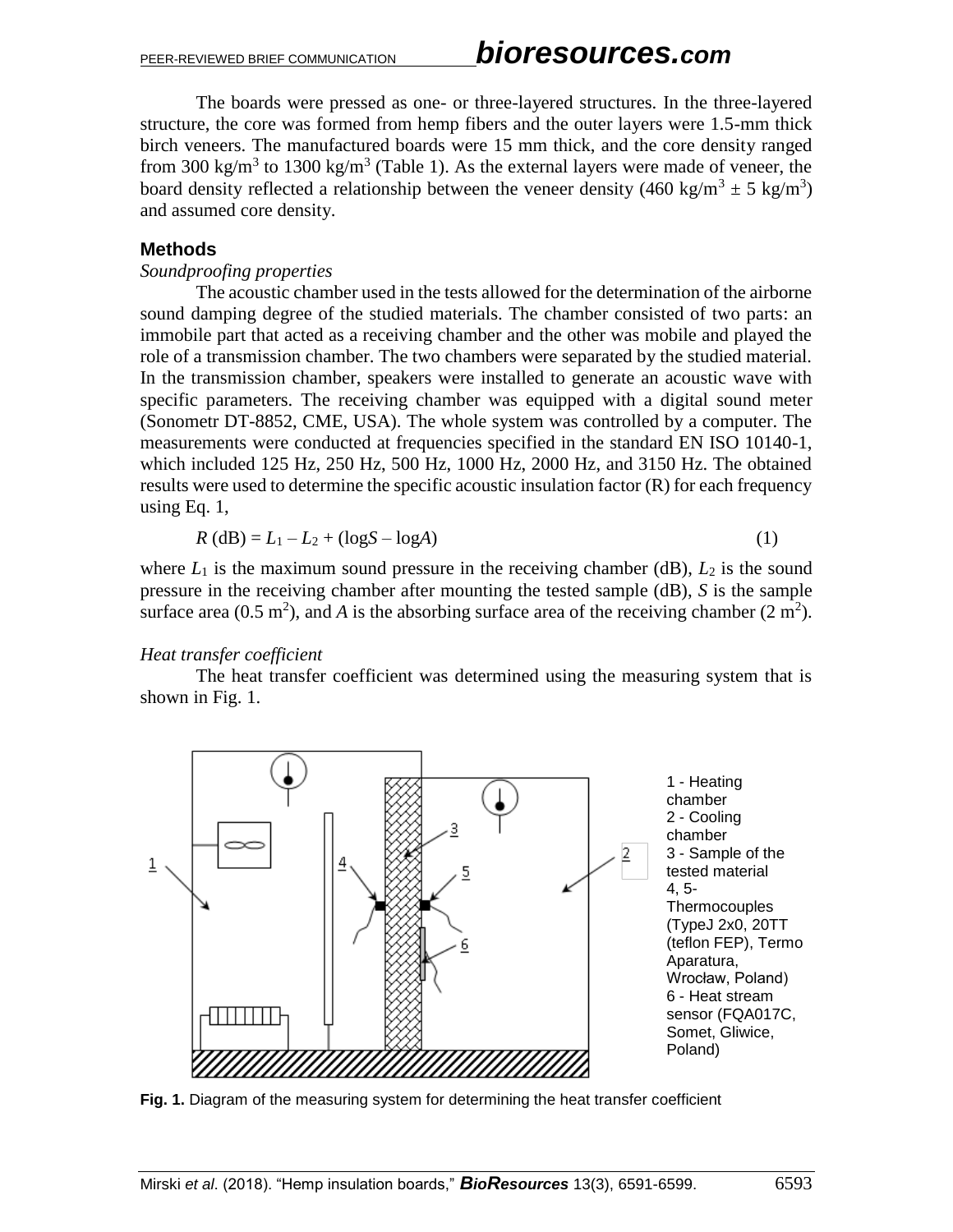The boards were pressed as one- or three-layered structures. In the three-layered structure, the core was formed from hemp fibers and the outer layers were 1.5-mm thick birch veneers. The manufactured boards were 15 mm thick, and the core density ranged from 300 kg/m$^3$ to 1300 kg/m$^3$ (Table 1). As the external layers were made of veneer, the board density reflected a relationship between the veneer density (460 kg/m$^3$ ± 5 kg/m$^3$) and assumed core density.

## Methods

### *Soundproofing properties*

The acoustic chamber used in the tests allowed for the determination of the airborne sound damping degree of the studied materials. The chamber consisted of two parts: an immobile part that acted as a receiving chamber and the other was mobile and played the role of a transmission chamber. The two chambers were separated by the studied material. In the transmission chamber, speakers were installed to generate an acoustic wave with specific parameters. The receiving chamber was equipped with a digital sound meter (Sonometr DT-8852, CME, USA). The whole system was controlled by a computer. The measurements were conducted at frequencies specified in the standard EN ISO 10140-1, which included 125 Hz, 250 Hz, 500 Hz, 1000 Hz, 2000 Hz, and 3150 Hz. The obtained results were used to determine the specific acoustic insulation factor (R) for each frequency using Eq. 1,

$$R \text{ (dB)} = L_1 - L_2 + (\log S - \log A) \tag{1}$$

where $L_1$ is the maximum sound pressure in the receiving chamber (dB), $L_2$ is the sound pressure in the receiving chamber after mounting the tested sample (dB), $S$ is the sample surface area (0.5 m$^2$), and $A$ is the absorbing surface area of the receiving chamber (2 m$^2$).

### *Heat transfer coefficient*

The heat transfer coefficient was determined using the measuring system that is shown in Fig. 1.

1 - Heating chamber
2 - Cooling chamber
3 - Sample of the tested material
4, 5- Thermocouples (TypeJ 2x0, 20TT (teflon FEP), Termo Aparatura, Wrocław, Poland)
6 - Heat stream sensor (FQA017C, Somet, Gliwice, Poland)

**Fig. 1.** Diagram of the measuring system for determining the heat transfer coefficient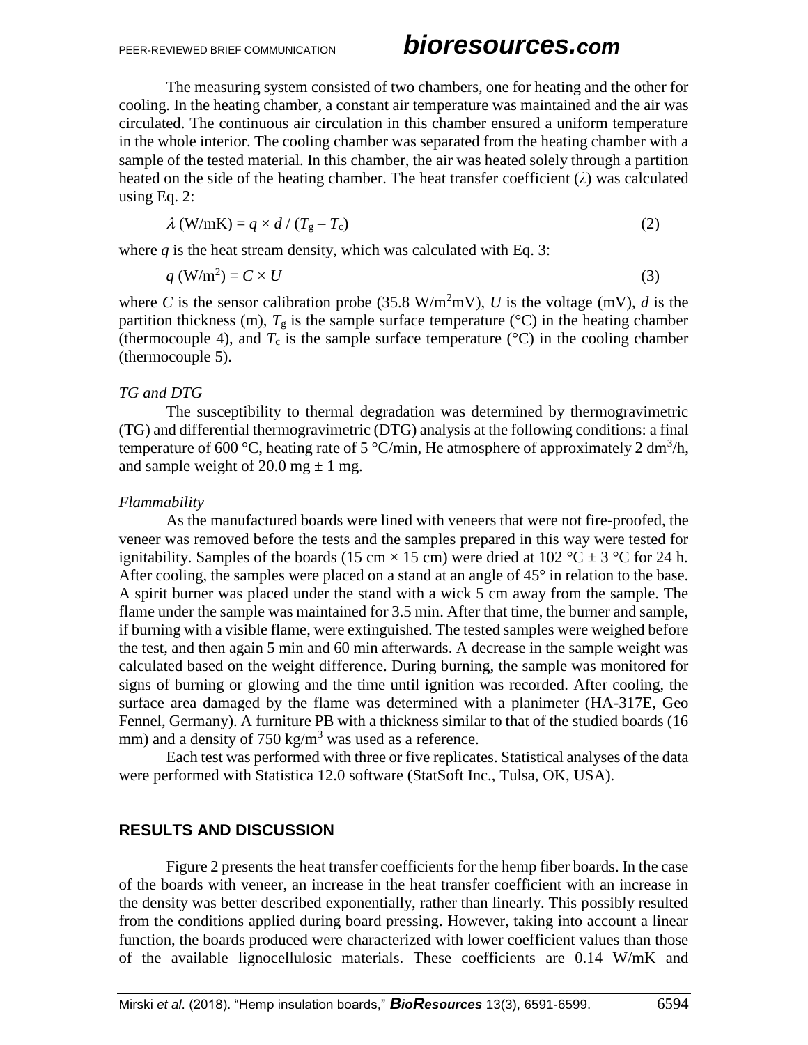The measuring system consisted of two chambers, one for heating and the other for cooling. In the heating chamber, a constant air temperature was maintained and the air was circulated. The continuous air circulation in this chamber ensured a uniform temperature in the whole interior. The cooling chamber was separated from the heating chamber with a sample of the tested material. In this chamber, the air was heated solely through a partition heated on the side of the heating chamber. The heat transfer coefficient ($\lambda$) was calculated using Eq. 2:

$$\lambda \text{ (W/mK)} = q \times d / (T_g - T_c) \tag{2}$$

where $q$ is the heat stream density, which was calculated with Eq. 3:

$$q \text{ (W/m}^2\text{)} = C \times U \tag{3}$$

where $C$ is the sensor calibration probe (35.8 $W/m^2mV$), $U$ is the voltage (mV), $d$ is the partition thickness (m), $T_g$ is the sample surface temperature (°C) in the heating chamber (thermocouple 4), and $T_c$ is the sample surface temperature (°C) in the cooling chamber (thermocouple 5).

*TG and DTG*

The susceptibility to thermal degradation was determined by thermogravimetric (TG) and differential thermogravimetric (DTG) analysis at the following conditions: a final temperature of 600 °C, heating rate of 5 °C/min, He atmosphere of approximately 2 $dm^3/h$, and sample weight of 20.0 mg ± 1 mg.

*Flammability*

As the manufactured boards were lined with veneers that were not fire-proofed, the veneer was removed before the tests and the samples prepared in this way were tested for ignitability. Samples of the boards (15 cm × 15 cm) were dried at 102 °C ± 3 °C for 24 h. After cooling, the samples were placed on a stand at an angle of 45° in relation to the base. A spirit burner was placed under the stand with a wick 5 cm away from the sample. The flame under the sample was maintained for 3.5 min. After that time, the burner and sample, if burning with a visible flame, were extinguished. The tested samples were weighed before the test, and then again 5 min and 60 min afterwards. A decrease in the sample weight was calculated based on the weight difference. During burning, the sample was monitored for signs of burning or glowing and the time until ignition was recorded. After cooling, the surface area damaged by the flame was determined with a planimeter (HA-317E, Geo Fennel, Germany). A furniture PB with a thickness similar to that of the studied boards (16 mm) and a density of 750 $kg/m^3$ was used as a reference.

Each test was performed with three or five replicates. Statistical analyses of the data were performed with Statistica 12.0 software (StatSoft Inc., Tulsa, OK, USA).

## RESULTS AND DISCUSSION

Figure 2 presents the heat transfer coefficients for the hemp fiber boards. In the case of the boards with veneer, an increase in the heat transfer coefficient with an increase in the density was better described exponentially, rather than linearly. This possibly resulted from the conditions applied during board pressing. However, taking into account a linear function, the boards produced were characterized with lower coefficient values than those of the available lignocellulosic materials. These coefficients are 0.14 W/mK and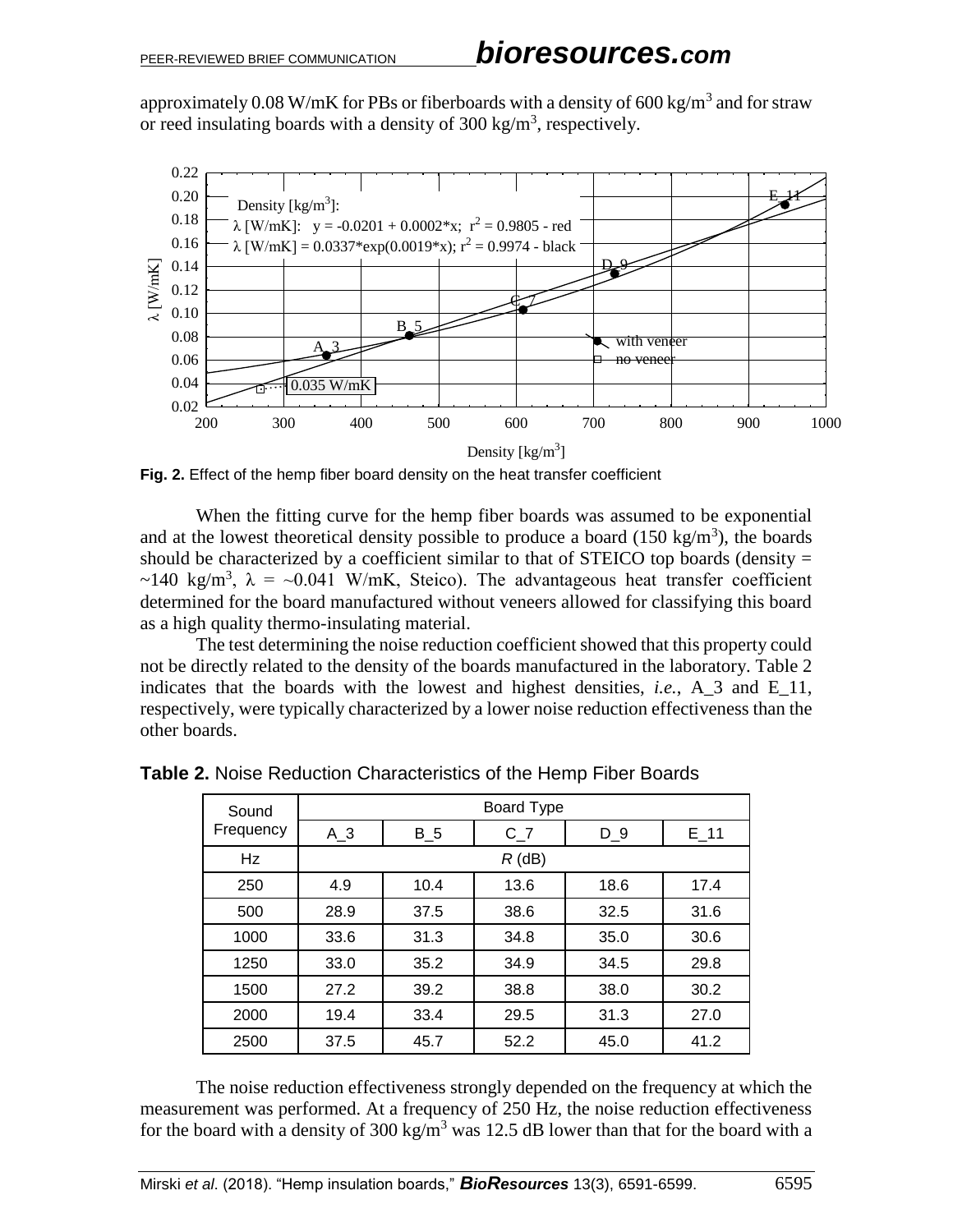approximately 0.08 W/mK for PBs or fiberboards with a density of 600 kg/m$^3$ and for straw or reed insulating boards with a density of 300 kg/m$^3$, respectively.

**Fig. 2.** Effect of the hemp fiber board density on the heat transfer coefficient

When the fitting curve for the hemp fiber boards was assumed to be exponential and at the lowest theoretical density possible to produce a board (150 kg/m$^3$), the boards should be characterized by a coefficient similar to that of STEICO top boards (density = ~140 kg/m$^3$, $\lambda$ = ~0.041 W/mK, Steico). The advantageous heat transfer coefficient determined for the board manufactured without veneers allowed for classifying this board as a high quality thermo-insulating material.

The test determining the noise reduction coefficient showed that this property could not be directly related to the density of the boards manufactured in the laboratory. Table 2 indicates that the boards with the lowest and highest densities, *i.e.*, A_3 and E_11, respectively, were typically characterized by a lower noise reduction effectiveness than the other boards.

**Table 2.** Noise Reduction Characteristics of the Hemp Fiber Boards

| Sound Frequency | Board Type | | | | |
|---|---|---|---|---|---|
| | A_3 | B_5 | C_7 | D_9 | E_11 |
| Hz | *R* (dB) | | | | |
| 250 | 4.9 | 10.4 | 13.6 | 18.6 | 17.4 |
| 500 | 28.9 | 37.5 | 38.6 | 32.5 | 31.6 |
| 1000 | 33.6 | 31.3 | 34.8 | 35.0 | 30.6 |
| 1250 | 33.0 | 35.2 | 34.9 | 34.5 | 29.8 |
| 1500 | 27.2 | 39.2 | 38.8 | 38.0 | 30.2 |
| 2000 | 19.4 | 33.4 | 29.5 | 31.3 | 27.0 |
| 2500 | 37.5 | 45.7 | 52.2 | 45.0 | 41.2 |

The noise reduction effectiveness strongly depended on the frequency at which the measurement was performed. At a frequency of 250 Hz, the noise reduction effectiveness for the board with a density of 300 kg/m$^3$ was 12.5 dB lower than that for the board with a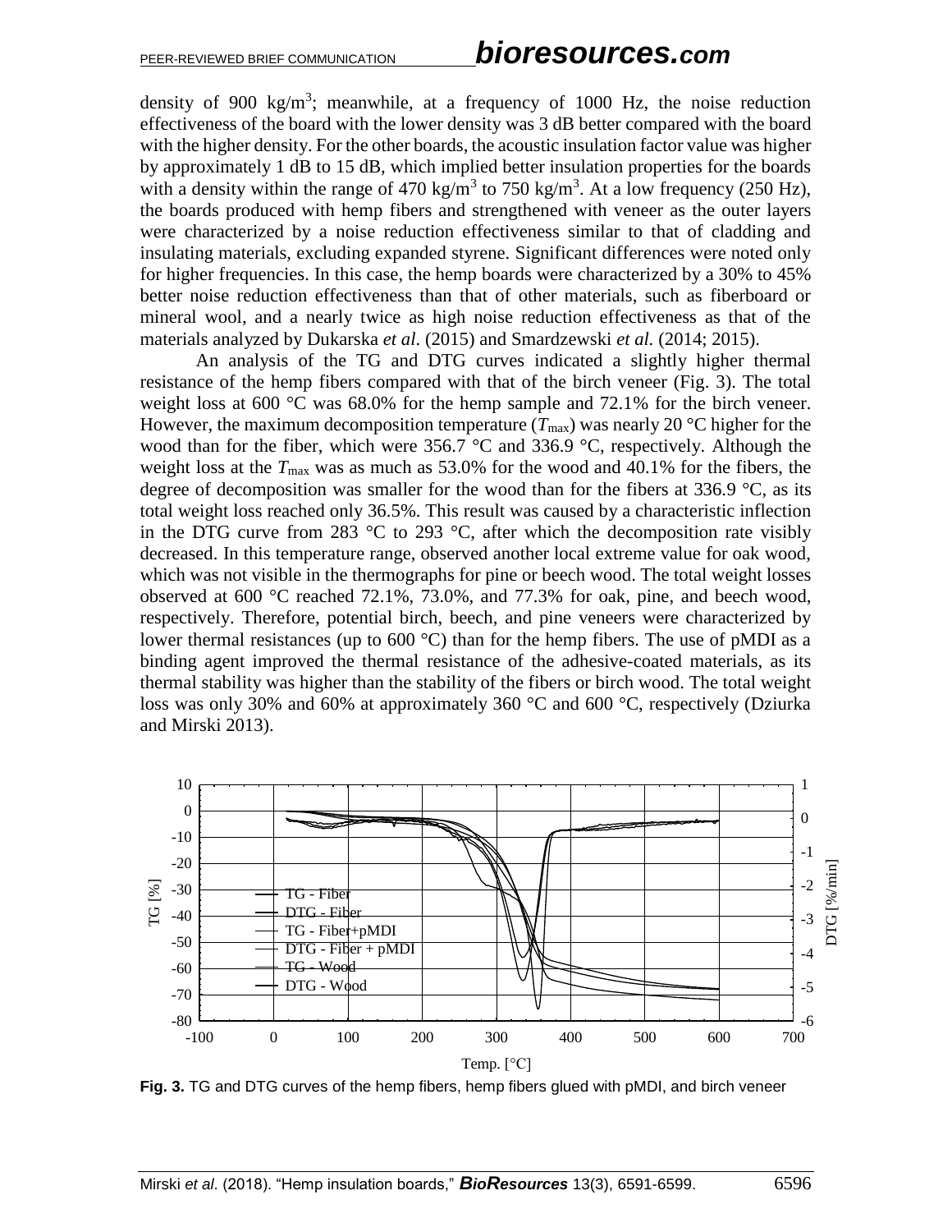density of 900 kg/m$^3$; meanwhile, at a frequency of 1000 Hz, the noise reduction effectiveness of the board with the lower density was 3 dB better compared with the board with the higher density. For the other boards, the acoustic insulation factor value was higher by approximately 1 dB to 15 dB, which implied better insulation properties for the boards with a density within the range of 470 kg/m$^3$ to 750 kg/m$^3$. At a low frequency (250 Hz), the boards produced with hemp fibers and strengthened with veneer as the outer layers were characterized by a noise reduction effectiveness similar to that of cladding and insulating materials, excluding expanded styrene. Significant differences were noted only for higher frequencies. In this case, the hemp boards were characterized by a 30% to 45% better noise reduction effectiveness than that of other materials, such as fiberboard or mineral wool, and a nearly twice as high noise reduction effectiveness as that of the materials analyzed by Dukarska *et al.* (2015) and Smardzewski *et al.* (2014; 2015).

An analysis of the TG and DTG curves indicated a slightly higher thermal resistance of the hemp fibers compared with that of the birch veneer (Fig. 3). The total weight loss at 600 °C was 68.0% for the hemp sample and 72.1% for the birch veneer. However, the maximum decomposition temperature ($T_{max}$) was nearly 20 °C higher for the wood than for the fiber, which were 356.7 °C and 336.9 °C, respectively. Although the weight loss at the $T_{max}$ was as much as 53.0% for the wood and 40.1% for the fibers, the degree of decomposition was smaller for the wood than for the fibers at 336.9 °C, as its total weight loss reached only 36.5%. This result was caused by a characteristic inflection in the DTG curve from 283 °C to 293 °C, after which the decomposition rate visibly decreased. In this temperature range, observed another local extreme value for oak wood, which was not visible in the thermographs for pine or beech wood. The total weight losses observed at 600 °C reached 72.1%, 73.0%, and 77.3% for oak, pine, and beech wood, respectively. Therefore, potential birch, beech, and pine veneers were characterized by lower thermal resistances (up to 600 °C) than for the hemp fibers. The use of pMDI as a binding agent improved the thermal resistance of the adhesive-coated materials, as its thermal stability was higher than the stability of the fibers or birch wood. The total weight loss was only 30% and 60% at approximately 360 °C and 600 °C, respectively (Dziurka and Mirski 2013).

**Fig. 3.** TG and DTG curves of the hemp fibers, hemp fibers glued with pMDI, and birch veneer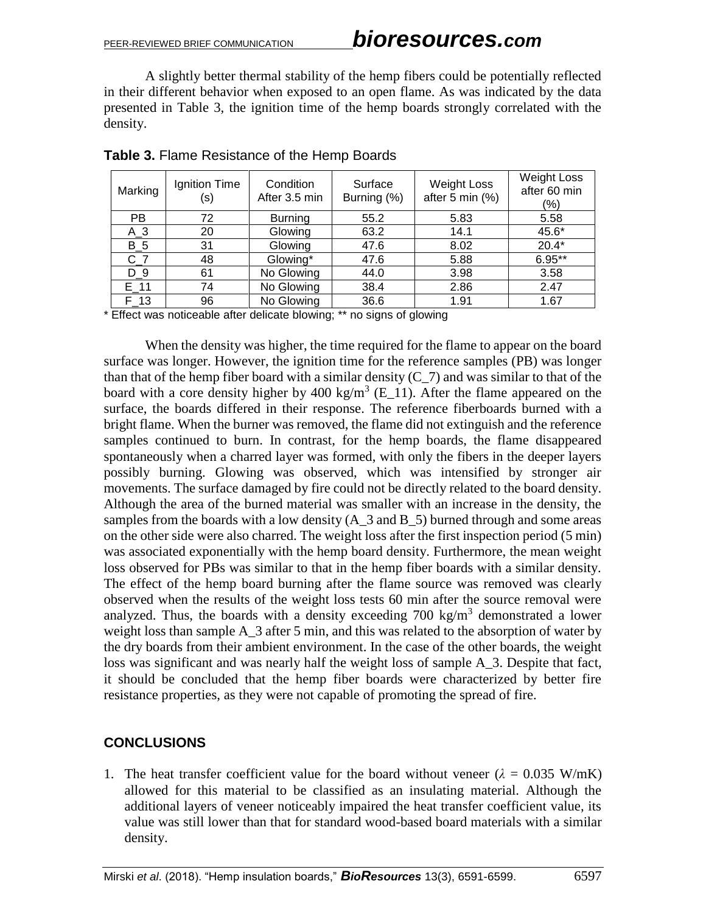A slightly better thermal stability of the hemp fibers could be potentially reflected in their different behavior when exposed to an open flame. As was indicated by the data presented in Table 3, the ignition time of the hemp boards strongly correlated with the density.

**Table 3.** Flame Resistance of the Hemp Boards

| Marking | Ignition Time (s) | Condition After 3.5 min | Surface Burning (%) | Weight Loss after 5 min (%) | Weight Loss after 60 min (%) |
|---|---|---|---|---|---|
| PB | 72 | Burning | 55.2 | 5.83 | 5.58 |
| A_3 | 20 | Glowing | 63.2 | 14.1 | 45.6* |
| B_5 | 31 | Glowing | 47.6 | 8.02 | 20.4* |
| C_7 | 48 | Glowing* | 47.6 | 5.88 | 6.95** |
| D_9 | 61 | No Glowing | 44.0 | 3.98 | 3.58 |
| E_11 | 74 | No Glowing | 38.4 | 2.86 | 2.47 |
| F_13 | 96 | No Glowing | 36.6 | 1.91 | 1.67 |

\* Effect was noticeable after delicate blowing; ** no signs of glowing

When the density was higher, the time required for the flame to appear on the board surface was longer. However, the ignition time for the reference samples (PB) was longer than that of the hemp fiber board with a similar density (C_7) and was similar to that of the board with a core density higher by 400 kg/m$^3$ (E_11). After the flame appeared on the surface, the boards differed in their response. The reference fiberboards burned with a bright flame. When the burner was removed, the flame did not extinguish and the reference samples continued to burn. In contrast, for the hemp boards, the flame disappeared spontaneously when a charred layer was formed, with only the fibers in the deeper layers possibly burning. Glowing was observed, which was intensified by stronger air movements. The surface damaged by fire could not be directly related to the board density. Although the area of the burned material was smaller with an increase in the density, the samples from the boards with a low density (A_3 and B_5) burned through and some areas on the other side were also charred. The weight loss after the first inspection period (5 min) was associated exponentially with the hemp board density. Furthermore, the mean weight loss observed for PBs was similar to that in the hemp fiber boards with a similar density. The effect of the hemp board burning after the flame source was removed was clearly observed when the results of the weight loss tests 60 min after the source removal were analyzed. Thus, the boards with a density exceeding 700 kg/m$^3$ demonstrated a lower weight loss than sample A_3 after 5 min, and this was related to the absorption of water by the dry boards from their ambient environment. In the case of the other boards, the weight loss was significant and was nearly half the weight loss of sample A_3. Despite that fact, it should be concluded that the hemp fiber boards were characterized by better fire resistance properties, as they were not capable of promoting the spread of fire.

## CONCLUSIONS

1. The heat transfer coefficient value for the board without veneer ($\lambda$ = 0.035 W/mK) allowed for this material to be classified as an insulating material. Although the additional layers of veneer noticeably impaired the heat transfer coefficient value, its value was still lower than that for standard wood-based board materials with a similar density.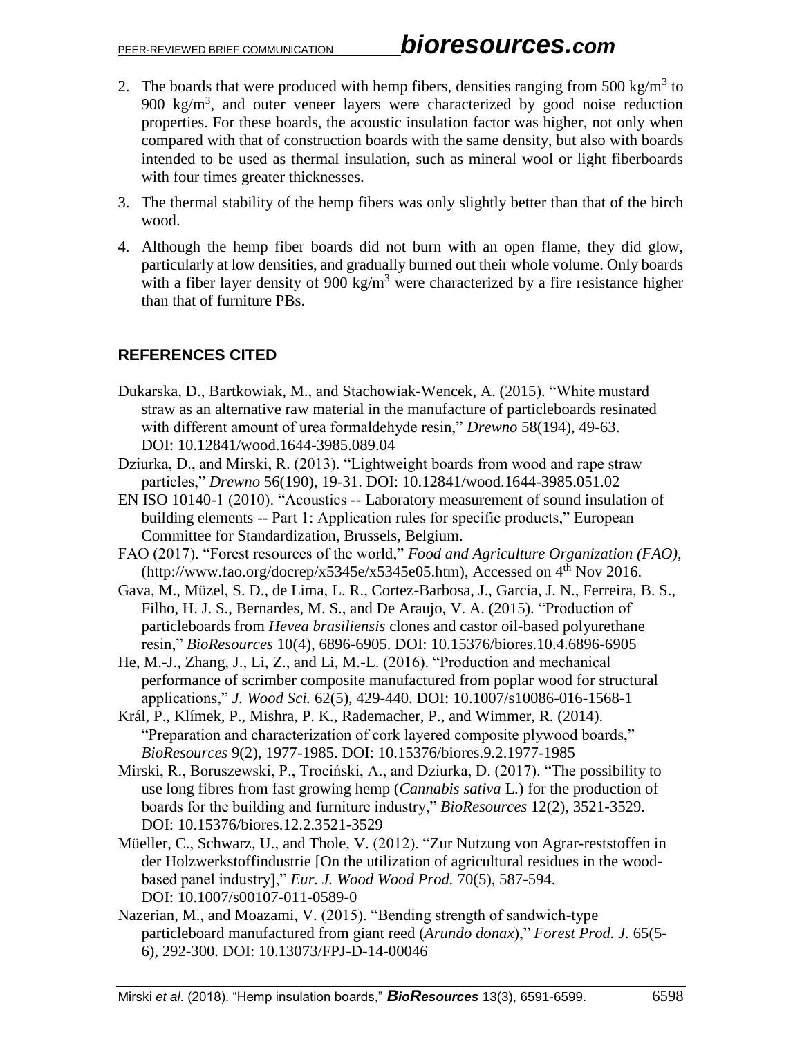2. The boards that were produced with hemp fibers, densities ranging from 500 kg/m$^3$ to 900 kg/m$^3$, and outer veneer layers were characterized by good noise reduction properties. For these boards, the acoustic insulation factor was higher, not only when compared with that of construction boards with the same density, but also with boards intended to be used as thermal insulation, such as mineral wool or light fiberboards with four times greater thicknesses.
3. The thermal stability of the hemp fibers was only slightly better than that of the birch wood.
4. Although the hemp fiber boards did not burn with an open flame, they did glow, particularly at low densities, and gradually burned out their whole volume. Only boards with a fiber layer density of 900 kg/m$^3$ were characterized by a fire resistance higher than that of furniture PBs.

## REFERENCES CITED

Dukarska, D., Bartkowiak, M., and Stachowiak-Wencek, A. (2015). "White mustard straw as an alternative raw material in the manufacture of particleboards resinated with different amount of urea formaldehyde resin," *Drewno* 58(194), 49-63. DOI: 10.12841/wood.1644-3985.089.04

Dziurka, D., and Mirski, R. (2013). "Lightweight boards from wood and rape straw particles," *Drewno* 56(190), 19-31. DOI: 10.12841/wood.1644-3985.051.02

EN ISO 10140-1 (2010). "Acoustics -- Laboratory measurement of sound insulation of building elements -- Part 1: Application rules for specific products," European Committee for Standardization, Brussels, Belgium.

FAO (2017). "Forest resources of the world," *Food and Agriculture Organization (FAO)*, (http://www.fao.org/docrep/x5345e/x5345e05.htm), Accessed on 4th Nov 2016.

Gava, M., Müzel, S. D., de Lima, L. R., Cortez-Barbosa, J., Garcia, J. N., Ferreira, B. S., Filho, H. J. S., Bernardes, M. S., and De Araujo, V. A. (2015). "Production of particleboards from *Hevea brasiliensis* clones and castor oil-based polyurethane resin," *BioResources* 10(4), 6896-6905. DOI: 10.15376/biores.10.4.6896-6905

He, M.-J., Zhang, J., Li, Z., and Li, M.-L. (2016). "Production and mechanical performance of scrimber composite manufactured from poplar wood for structural applications," *J. Wood Sci.* 62(5), 429-440. DOI: 10.1007/s10086-016-1568-1

Král, P., Klímek, P., Mishra, P. K., Rademacher, P., and Wimmer, R. (2014). "Preparation and characterization of cork layered composite plywood boards," *BioResources* 9(2), 1977-1985. DOI: 10.15376/biores.9.2.1977-1985

Mirski, R., Boruszewski, P., Trociński, A., and Dziurka, D. (2017). "The possibility to use long fibres from fast growing hemp (*Cannabis sativa* L.) for the production of boards for the building and furniture industry," *BioResources* 12(2), 3521-3529. DOI: 10.15376/biores.12.2.3521-3529

Müeller, C., Schwarz, U., and Thole, V. (2012). "Zur Nutzung von Agrar-reststoffen in der Holzwerkstoffindustrie [On the utilization of agricultural residues in the wood-based panel industry]," *Eur. J. Wood Wood Prod.* 70(5), 587-594. DOI: 10.1007/s00107-011-0589-0

Nazerian, M., and Moazami, V. (2015). "Bending strength of sandwich-type particleboard manufactured from giant reed (*Arundo donax*)," *Forest Prod. J.* 65(5-6), 292-300. DOI: 10.13073/FPJ-D-14-00046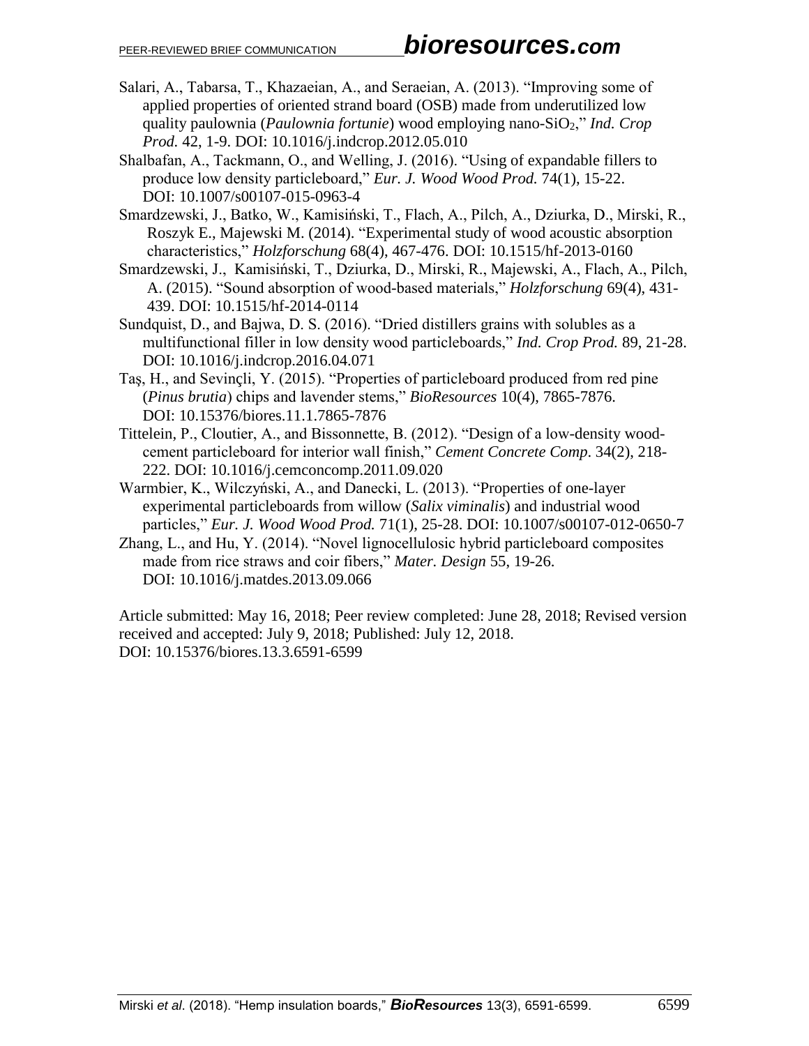Salari, A., Tabarsa, T., Khazaeian, A., and Seraeian, A. (2013). "Improving some of applied properties of oriented strand board (OSB) made from underutilized low quality paulownia (*Paulownia fortunie*) wood employing nano-$SiO_2$," *Ind. Crop Prod.* 42, 1-9. DOI: 10.1016/j.indcrop.2012.05.010

Shalbafan, A., Tackmann, O., and Welling, J. (2016). "Using of expandable fillers to produce low density particleboard," *Eur. J. Wood Wood Prod.* 74(1), 15-22. DOI: 10.1007/s00107-015-0963-4

Smardzewski, J., Batko, W., Kamisiński, T., Flach, A., Pilch, A., Dziurka, D., Mirski, R., Roszyk E., Majewski M. (2014). "Experimental study of wood acoustic absorption characteristics," *Holzforschung* 68(4), 467-476. DOI: 10.1515/hf-2013-0160

Smardzewski, J., Kamisiński, T., Dziurka, D., Mirski, R., Majewski, A., Flach, A., Pilch, A. (2015). "Sound absorption of wood-based materials," *Holzforschung* 69(4), 431-439. DOI: 10.1515/hf-2014-0114

Sundquist, D., and Bajwa, D. S. (2016). "Dried distillers grains with solubles as a multifunctional filler in low density wood particleboards," *Ind. Crop Prod.* 89, 21-28. DOI: 10.1016/j.indcrop.2016.04.071

Taş, H., and Sevinçli, Y. (2015). "Properties of particleboard produced from red pine (*Pinus brutia*) chips and lavender stems," *BioResources* 10(4), 7865-7876. DOI: 10.15376/biores.11.1.7865-7876

Tittelein, P., Cloutier, A., and Bissonnette, B. (2012). "Design of a low-density wood-cement particleboard for interior wall finish," *Cement Concrete Comp.* 34(2), 218-222. DOI: 10.1016/j.cemconcomp.2011.09.020

Warmbier, K., Wilczyński, A., and Danecki, L. (2013). "Properties of one-layer experimental particleboards from willow (*Salix viminalis*) and industrial wood particles," *Eur. J. Wood Wood Prod.* 71(1), 25-28. DOI: 10.1007/s00107-012-0650-7

Zhang, L., and Hu, Y. (2014). "Novel lignocellulosic hybrid particleboard composites made from rice straws and coir fibers," *Mater. Design* 55, 19-26. DOI: 10.1016/j.matdes.2013.09.066

Article submitted: May 16, 2018; Peer review completed: June 28, 2018; Revised version received and accepted: July 9, 2018; Published: July 12, 2018.
DOI: 10.15376/biores.13.3.6591-6599